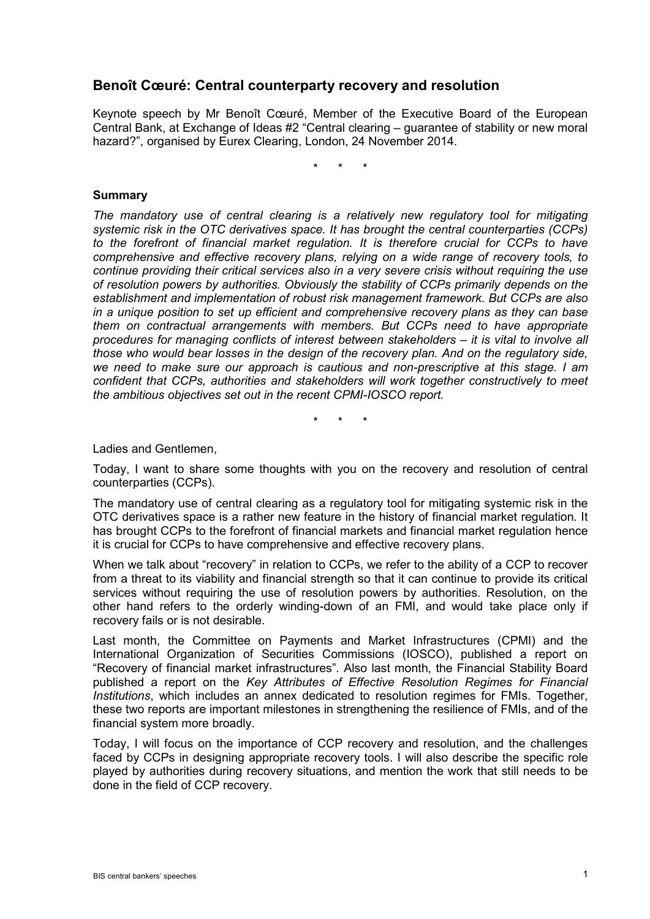## Benoît Cœuré: Central counterparty recovery and resolution

Keynote speech by Mr Benoît Cœuré, Member of the Executive Board of the European Central Bank, at Exchange of Ideas #2 "Central clearing – guarantee of stability or new moral hazard?", organised by Eurex Clearing, London, 24 November 2014.

\* \* \*

### Summary

*The mandatory use of central clearing is a relatively new regulatory tool for mitigating systemic risk in the OTC derivatives space. It has brought the central counterparties (CCPs) to the forefront of financial market regulation. It is therefore crucial for CCPs to have comprehensive and effective recovery plans, relying on a wide range of recovery tools, to continue providing their critical services also in a very severe crisis without requiring the use of resolution powers by authorities. Obviously the stability of CCPs primarily depends on the establishment and implementation of robust risk management framework. But CCPs are also in a unique position to set up efficient and comprehensive recovery plans as they can base them on contractual arrangements with members. But CCPs need to have appropriate procedures for managing conflicts of interest between stakeholders – it is vital to involve all those who would bear losses in the design of the recovery plan. And on the regulatory side, we need to make sure our approach is cautious and non-prescriptive at this stage. I am confident that CCPs, authorities and stakeholders will work together constructively to meet the ambitious objectives set out in the recent CPMI-IOSCO report.*

\* \* \*

Ladies and Gentlemen,

Today, I want to share some thoughts with you on the recovery and resolution of central counterparties (CCPs).

The mandatory use of central clearing as a regulatory tool for mitigating systemic risk in the OTC derivatives space is a rather new feature in the history of financial market regulation. It has brought CCPs to the forefront of financial markets and financial market regulation hence it is crucial for CCPs to have comprehensive and effective recovery plans.

When we talk about "recovery" in relation to CCPs, we refer to the ability of a CCP to recover from a threat to its viability and financial strength so that it can continue to provide its critical services without requiring the use of resolution powers by authorities. Resolution, on the other hand refers to the orderly winding-down of an FMI, and would take place only if recovery fails or is not desirable.

Last month, the Committee on Payments and Market Infrastructures (CPMI) and the International Organization of Securities Commissions (IOSCO), published a report on "Recovery of financial market infrastructures". Also last month, the Financial Stability Board published a report on the *Key Attributes of Effective Resolution Regimes for Financial Institutions*, which includes an annex dedicated to resolution regimes for FMIs. Together, these two reports are important milestones in strengthening the resilience of FMIs, and of the financial system more broadly.

Today, I will focus on the importance of CCP recovery and resolution, and the challenges faced by CCPs in designing appropriate recovery tools. I will also describe the specific role played by authorities during recovery situations, and mention the work that still needs to be done in the field of CCP recovery.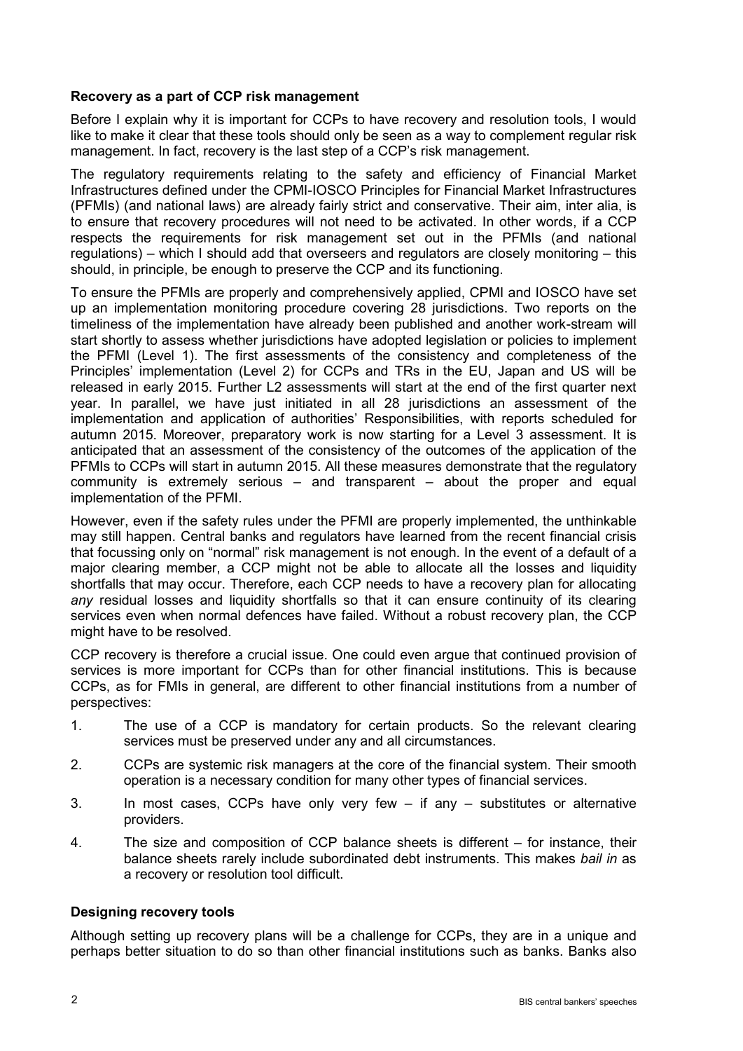### Recovery as a part of CCP risk management

Before I explain why it is important for CCPs to have recovery and resolution tools, I would like to make it clear that these tools should only be seen as a way to complement regular risk management. In fact, recovery is the last step of a CCP's risk management.

The regulatory requirements relating to the safety and efficiency of Financial Market Infrastructures defined under the CPMI-IOSCO Principles for Financial Market Infrastructures (PFMIs) (and national laws) are already fairly strict and conservative. Their aim, inter alia, is to ensure that recovery procedures will not need to be activated. In other words, if a CCP respects the requirements for risk management set out in the PFMIs (and national regulations) – which I should add that overseers and regulators are closely monitoring – this should, in principle, be enough to preserve the CCP and its functioning.

To ensure the PFMIs are properly and comprehensively applied, CPMI and IOSCO have set up an implementation monitoring procedure covering 28 jurisdictions. Two reports on the timeliness of the implementation have already been published and another work-stream will start shortly to assess whether jurisdictions have adopted legislation or policies to implement the PFMI (Level 1). The first assessments of the consistency and completeness of the Principles' implementation (Level 2) for CCPs and TRs in the EU, Japan and US will be released in early 2015. Further L2 assessments will start at the end of the first quarter next year. In parallel, we have just initiated in all 28 jurisdictions an assessment of the implementation and application of authorities' Responsibilities, with reports scheduled for autumn 2015. Moreover, preparatory work is now starting for a Level 3 assessment. It is anticipated that an assessment of the consistency of the outcomes of the application of the PFMIs to CCPs will start in autumn 2015. All these measures demonstrate that the regulatory community is extremely serious – and transparent – about the proper and equal implementation of the PFMI.

However, even if the safety rules under the PFMI are properly implemented, the unthinkable may still happen. Central banks and regulators have learned from the recent financial crisis that focussing only on "normal" risk management is not enough. In the event of a default of a major clearing member, a CCP might not be able to allocate all the losses and liquidity shortfalls that may occur. Therefore, each CCP needs to have a recovery plan for allocating *any* residual losses and liquidity shortfalls so that it can ensure continuity of its clearing services even when normal defences have failed. Without a robust recovery plan, the CCP might have to be resolved.

CCP recovery is therefore a crucial issue. One could even argue that continued provision of services is more important for CCPs than for other financial institutions. This is because CCPs, as for FMIs in general, are different to other financial institutions from a number of perspectives:

1. The use of a CCP is mandatory for certain products. So the relevant clearing services must be preserved under any and all circumstances.
2. CCPs are systemic risk managers at the core of the financial system. Their smooth operation is a necessary condition for many other types of financial services.
3. In most cases, CCPs have only very few – if any – substitutes or alternative providers.
4. The size and composition of CCP balance sheets is different – for instance, their balance sheets rarely include subordinated debt instruments. This makes *bail in* as a recovery or resolution tool difficult.

### Designing recovery tools

Although setting up recovery plans will be a challenge for CCPs, they are in a unique and perhaps better situation to do so than other financial institutions such as banks. Banks also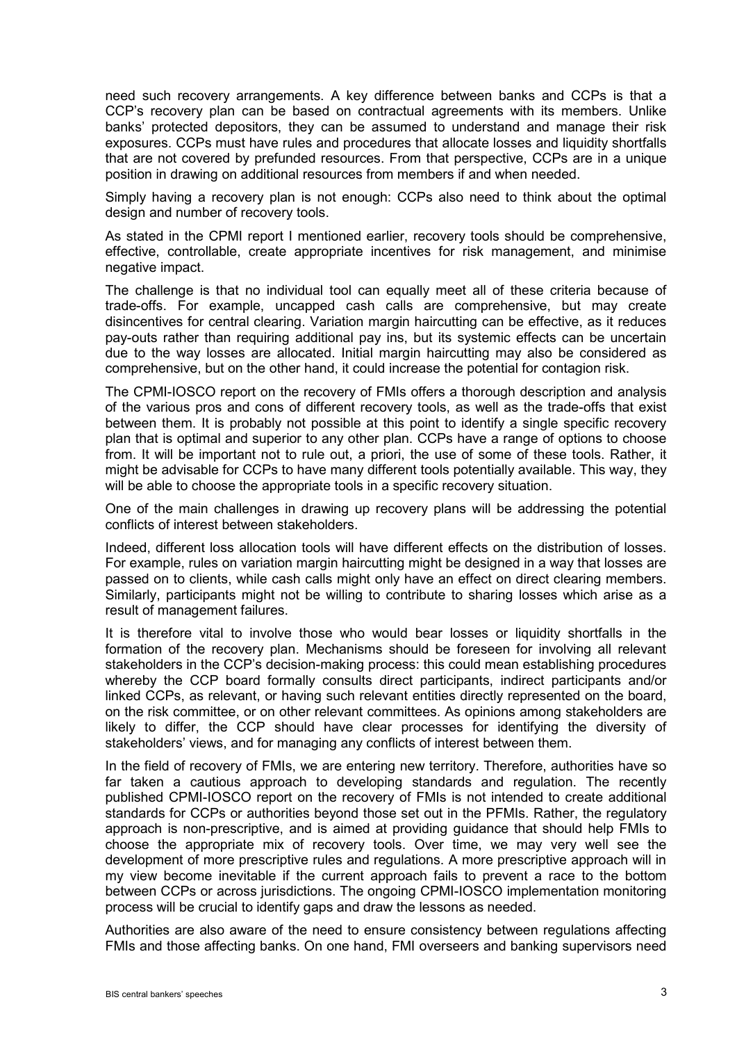need such recovery arrangements. A key difference between banks and CCPs is that a CCP's recovery plan can be based on contractual agreements with its members. Unlike banks' protected depositors, they can be assumed to understand and manage their risk exposures. CCPs must have rules and procedures that allocate losses and liquidity shortfalls that are not covered by prefunded resources. From that perspective, CCPs are in a unique position in drawing on additional resources from members if and when needed.

Simply having a recovery plan is not enough: CCPs also need to think about the optimal design and number of recovery tools.

As stated in the CPMI report I mentioned earlier, recovery tools should be comprehensive, effective, controllable, create appropriate incentives for risk management, and minimise negative impact.

The challenge is that no individual tool can equally meet all of these criteria because of trade-offs. For example, uncapped cash calls are comprehensive, but may create disincentives for central clearing. Variation margin haircutting can be effective, as it reduces pay-outs rather than requiring additional pay ins, but its systemic effects can be uncertain due to the way losses are allocated. Initial margin haircutting may also be considered as comprehensive, but on the other hand, it could increase the potential for contagion risk.

The CPMI-IOSCO report on the recovery of FMIs offers a thorough description and analysis of the various pros and cons of different recovery tools, as well as the trade-offs that exist between them. It is probably not possible at this point to identify a single specific recovery plan that is optimal and superior to any other plan. CCPs have a range of options to choose from. It will be important not to rule out, a priori, the use of some of these tools. Rather, it might be advisable for CCPs to have many different tools potentially available. This way, they will be able to choose the appropriate tools in a specific recovery situation.

One of the main challenges in drawing up recovery plans will be addressing the potential conflicts of interest between stakeholders.

Indeed, different loss allocation tools will have different effects on the distribution of losses. For example, rules on variation margin haircutting might be designed in a way that losses are passed on to clients, while cash calls might only have an effect on direct clearing members. Similarly, participants might not be willing to contribute to sharing losses which arise as a result of management failures.

It is therefore vital to involve those who would bear losses or liquidity shortfalls in the formation of the recovery plan. Mechanisms should be foreseen for involving all relevant stakeholders in the CCP's decision-making process: this could mean establishing procedures whereby the CCP board formally consults direct participants, indirect participants and/or linked CCPs, as relevant, or having such relevant entities directly represented on the board, on the risk committee, or on other relevant committees. As opinions among stakeholders are likely to differ, the CCP should have clear processes for identifying the diversity of stakeholders' views, and for managing any conflicts of interest between them.

In the field of recovery of FMIs, we are entering new territory. Therefore, authorities have so far taken a cautious approach to developing standards and regulation. The recently published CPMI-IOSCO report on the recovery of FMIs is not intended to create additional standards for CCPs or authorities beyond those set out in the PFMIs. Rather, the regulatory approach is non-prescriptive, and is aimed at providing guidance that should help FMIs to choose the appropriate mix of recovery tools. Over time, we may very well see the development of more prescriptive rules and regulations. A more prescriptive approach will in my view become inevitable if the current approach fails to prevent a race to the bottom between CCPs or across jurisdictions. The ongoing CPMI-IOSCO implementation monitoring process will be crucial to identify gaps and draw the lessons as needed.

Authorities are also aware of the need to ensure consistency between regulations affecting FMIs and those affecting banks. On one hand, FMI overseers and banking supervisors need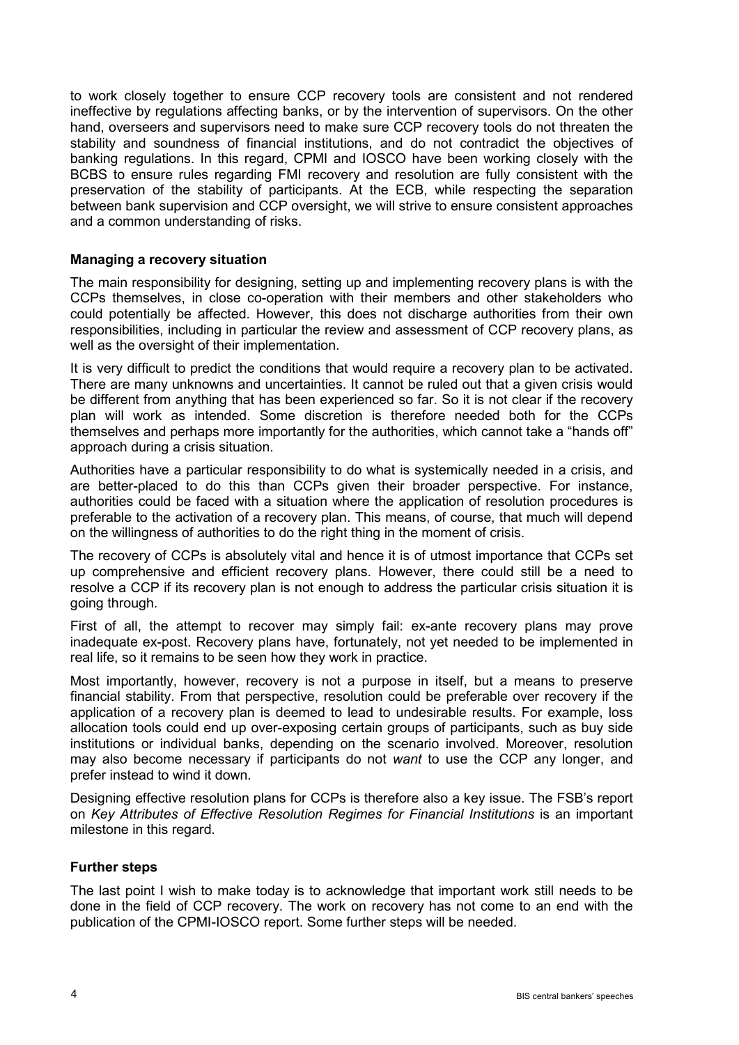to work closely together to ensure CCP recovery tools are consistent and not rendered ineffective by regulations affecting banks, or by the intervention of supervisors. On the other hand, overseers and supervisors need to make sure CCP recovery tools do not threaten the stability and soundness of financial institutions, and do not contradict the objectives of banking regulations. In this regard, CPMI and IOSCO have been working closely with the BCBS to ensure rules regarding FMI recovery and resolution are fully consistent with the preservation of the stability of participants. At the ECB, while respecting the separation between bank supervision and CCP oversight, we will strive to ensure consistent approaches and a common understanding of risks.

**Managing a recovery situation**

The main responsibility for designing, setting up and implementing recovery plans is with the CCPs themselves, in close co-operation with their members and other stakeholders who could potentially be affected. However, this does not discharge authorities from their own responsibilities, including in particular the review and assessment of CCP recovery plans, as well as the oversight of their implementation.

It is very difficult to predict the conditions that would require a recovery plan to be activated. There are many unknowns and uncertainties. It cannot be ruled out that a given crisis would be different from anything that has been experienced so far. So it is not clear if the recovery plan will work as intended. Some discretion is therefore needed both for the CCPs themselves and perhaps more importantly for the authorities, which cannot take a "hands off" approach during a crisis situation.

Authorities have a particular responsibility to do what is systemically needed in a crisis, and are better-placed to do this than CCPs given their broader perspective. For instance, authorities could be faced with a situation where the application of resolution procedures is preferable to the activation of a recovery plan. This means, of course, that much will depend on the willingness of authorities to do the right thing in the moment of crisis.

The recovery of CCPs is absolutely vital and hence it is of utmost importance that CCPs set up comprehensive and efficient recovery plans. However, there could still be a need to resolve a CCP if its recovery plan is not enough to address the particular crisis situation it is going through.

First of all, the attempt to recover may simply fail: ex-ante recovery plans may prove inadequate ex-post. Recovery plans have, fortunately, not yet needed to be implemented in real life, so it remains to be seen how they work in practice.

Most importantly, however, recovery is not a purpose in itself, but a means to preserve financial stability. From that perspective, resolution could be preferable over recovery if the application of a recovery plan is deemed to lead to undesirable results. For example, loss allocation tools could end up over-exposing certain groups of participants, such as buy side institutions or individual banks, depending on the scenario involved. Moreover, resolution may also become necessary if participants do not *want* to use the CCP any longer, and prefer instead to wind it down.

Designing effective resolution plans for CCPs is therefore also a key issue. The FSB's report on *Key Attributes of Effective Resolution Regimes for Financial Institutions* is an important milestone in this regard.

**Further steps**

The last point I wish to make today is to acknowledge that important work still needs to be done in the field of CCP recovery. The work on recovery has not come to an end with the publication of the CPMI-IOSCO report. Some further steps will be needed.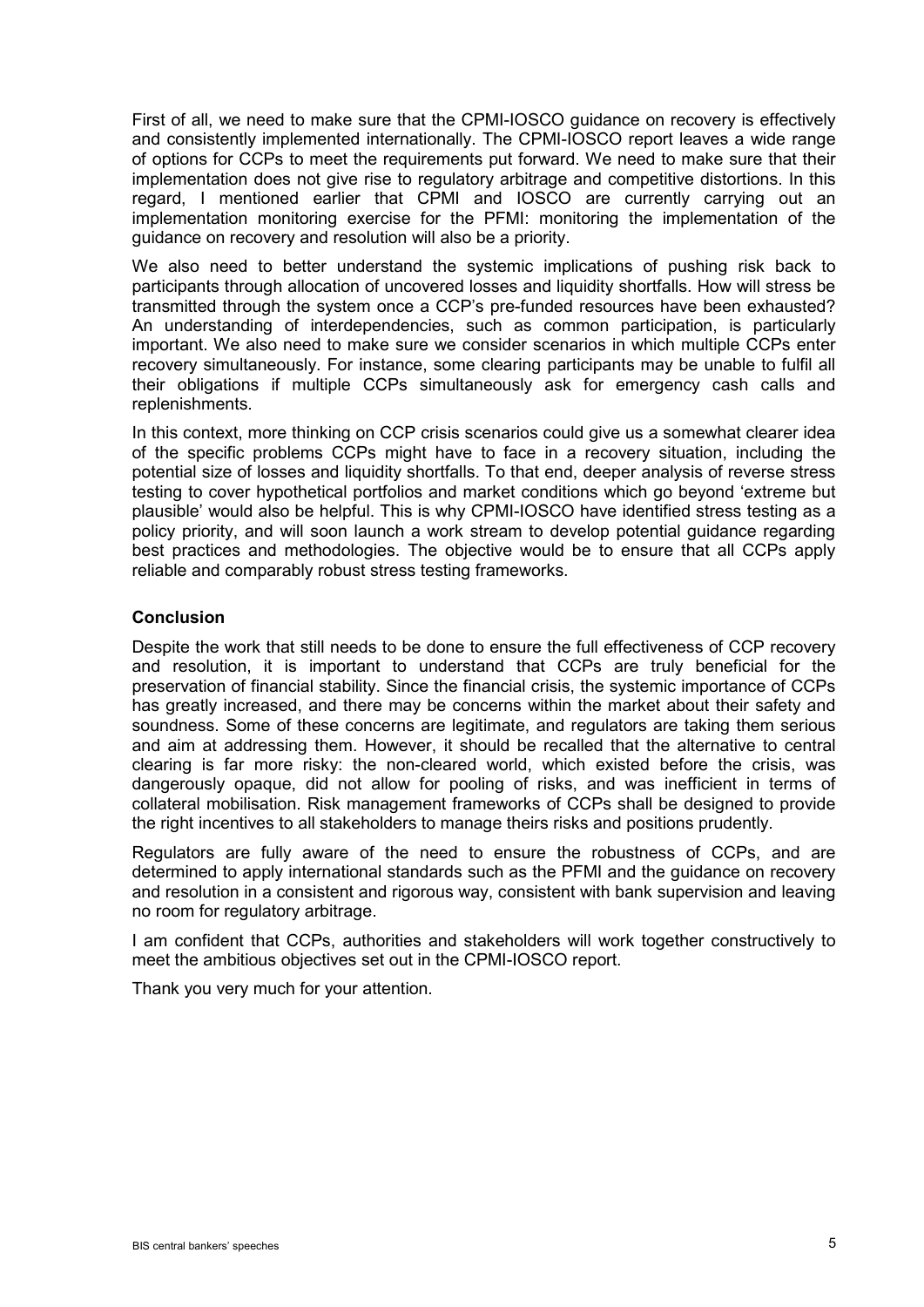First of all, we need to make sure that the CPMI-IOSCO guidance on recovery is effectively and consistently implemented internationally. The CPMI-IOSCO report leaves a wide range of options for CCPs to meet the requirements put forward. We need to make sure that their implementation does not give rise to regulatory arbitrage and competitive distortions. In this regard, I mentioned earlier that CPMI and IOSCO are currently carrying out an implementation monitoring exercise for the PFMI: monitoring the implementation of the guidance on recovery and resolution will also be a priority.

We also need to better understand the systemic implications of pushing risk back to participants through allocation of uncovered losses and liquidity shortfalls. How will stress be transmitted through the system once a CCP's pre-funded resources have been exhausted? An understanding of interdependencies, such as common participation, is particularly important. We also need to make sure we consider scenarios in which multiple CCPs enter recovery simultaneously. For instance, some clearing participants may be unable to fulfil all their obligations if multiple CCPs simultaneously ask for emergency cash calls and replenishments.

In this context, more thinking on CCP crisis scenarios could give us a somewhat clearer idea of the specific problems CCPs might have to face in a recovery situation, including the potential size of losses and liquidity shortfalls. To that end, deeper analysis of reverse stress testing to cover hypothetical portfolios and market conditions which go beyond 'extreme but plausible' would also be helpful. This is why CPMI-IOSCO have identified stress testing as a policy priority, and will soon launch a work stream to develop potential guidance regarding best practices and methodologies. The objective would be to ensure that all CCPs apply reliable and comparably robust stress testing frameworks.

**Conclusion**

Despite the work that still needs to be done to ensure the full effectiveness of CCP recovery and resolution, it is important to understand that CCPs are truly beneficial for the preservation of financial stability. Since the financial crisis, the systemic importance of CCPs has greatly increased, and there may be concerns within the market about their safety and soundness. Some of these concerns are legitimate, and regulators are taking them serious and aim at addressing them. However, it should be recalled that the alternative to central clearing is far more risky: the non-cleared world, which existed before the crisis, was dangerously opaque, did not allow for pooling of risks, and was inefficient in terms of collateral mobilisation. Risk management frameworks of CCPs shall be designed to provide the right incentives to all stakeholders to manage theirs risks and positions prudently.

Regulators are fully aware of the need to ensure the robustness of CCPs, and are determined to apply international standards such as the PFMI and the guidance on recovery and resolution in a consistent and rigorous way, consistent with bank supervision and leaving no room for regulatory arbitrage.

I am confident that CCPs, authorities and stakeholders will work together constructively to meet the ambitious objectives set out in the CPMI-IOSCO report.

Thank you very much for your attention.